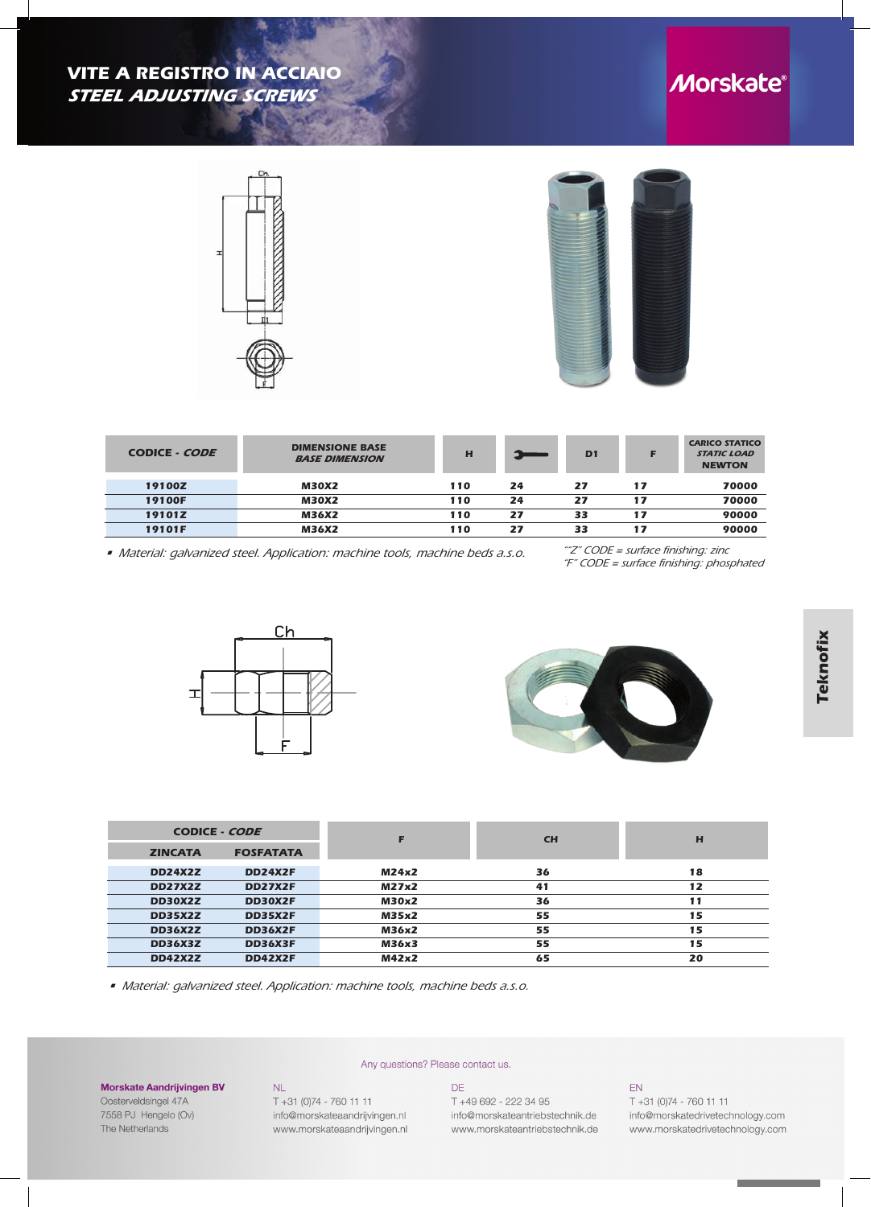# VITE A REGISTRO IN ACCIAIO
## *STEEL ADJUSTING SCREWS*

Morskate®

| CODICE - *CODE* | DIMENSIONE BASE *BASE DIMENSION* | H | (wrench) | D1 | F | CARICO STATICO *STATIC LOAD* NEWTON |
|---|---|---|---|---|---|---|
| 19100Z | M30X2 | 110 | 24 | 27 | 17 | 70000 |
| 19100F | M30X2 | 110 | 24 | 27 | 17 | 70000 |
| 19101Z | M36X2 | 110 | 27 | 33 | 17 | 90000 |
| 19101F | M36X2 | 110 | 27 | 33 | 17 | 90000 |

- *Material: galvanized steel. Application: machine tools, machine beds a.s.o.*

*"Z" CODE = surface finishing: zinc*
*"F" CODE = surface finishing: phosphated*

| CODICE - *CODE* | | F | CH | H |
|---|---|---|---|---|
| ZINCATA | FOSFATATA | | | |
| DD24X2Z | DD24X2F | M24x2 | 36 | 18 |
| DD27X2Z | DD27X2F | M27x2 | 41 | 12 |
| DD30X2Z | DD30X2F | M30x2 | 36 | 11 |
| DD35X2Z | DD35X2F | M35x2 | 55 | 15 |
| DD36X2Z | DD36X2F | M36x2 | 55 | 15 |
| DD36X3Z | DD36X3F | M36x3 | 55 | 15 |
| DD42X2Z | DD42X2F | M42x2 | 65 | 20 |

- *Material: galvanized steel. Application: machine tools, machine beds a.s.o.*

Teknofix

Any questions? Please contact us.

**Morskate Aandrijvingen BV**
Oosterveldsingel 47A
7558 PJ Hengelo (Ov)
The Netherlands

NL
T +31 (0)74 - 760 11 11
info@morskateaandrijvingen.nl
www.morskateaandrijvingen.nl

DE
T +49 692 - 222 34 95
info@morskateantriebstechnik.de
www.morskateantriebstechnik.de

EN
T +31 (0)74 - 760 11 11
info@morskatedrivetechnology.com
www.morskatedrivetechnology.com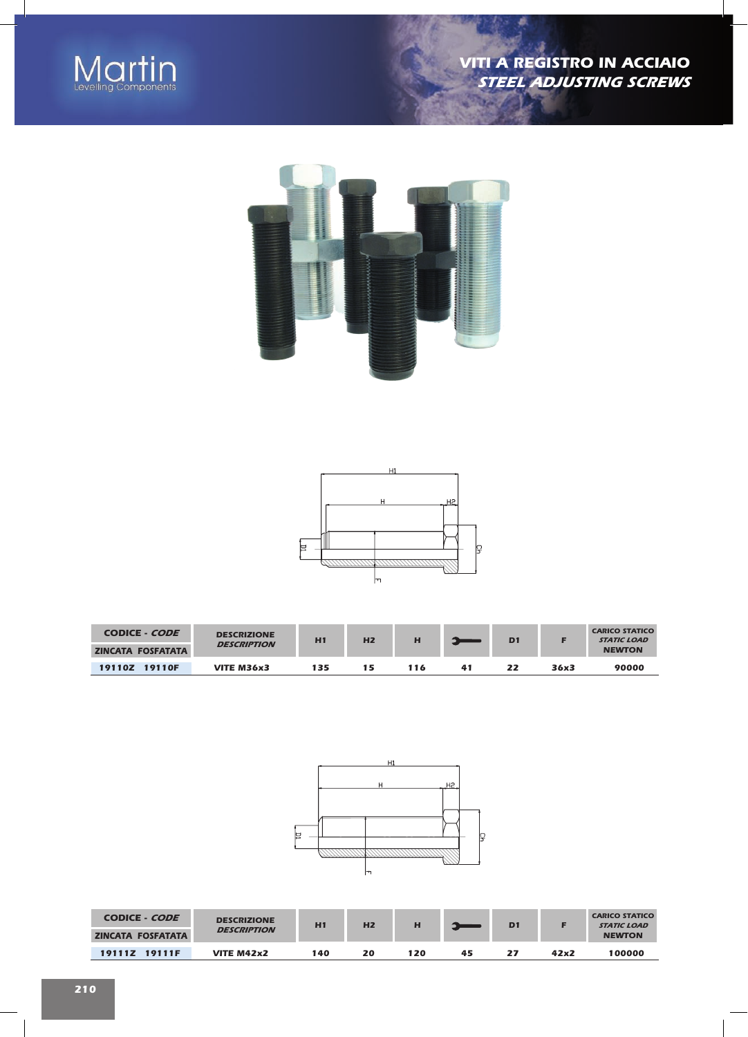# VITI A REGISTRO IN ACCIAIO
## *STEEL ADJUSTING SCREWS*

| CODICE - *CODE* | | DESCRIZIONE *DESCRIPTION* | H1 | H2 | H | Ch | D1 | F | CARICO STATICO *STATIC LOAD* NEWTON |
|---|---|---|---|---|---|---|---|---|---|
| ZINCATA | FOSFATATA | | | | | | | | |
| 19110Z | 19110F | VITE M36x3 | 135 | 15 | 116 | 41 | 22 | 36x3 | 90000 |

| CODICE - *CODE* | | DESCRIZIONE *DESCRIPTION* | H1 | H2 | H | Ch | D1 | F | CARICO STATICO *STATIC LOAD* NEWTON |
|---|---|---|---|---|---|---|---|---|---|
| ZINCATA | FOSFATATA | | | | | | | | |
| 19111Z | 19111F | VITE M42x2 | 140 | 20 | 120 | 45 | 27 | 42x2 | 100000 |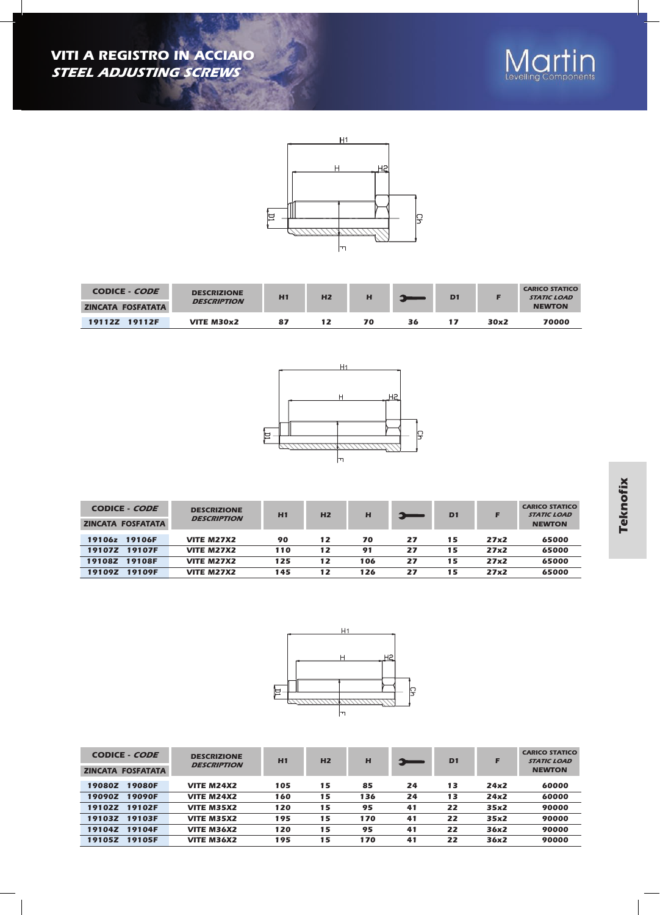# VITI A REGISTRO IN ACCIAIO
## *STEEL ADJUSTING SCREWS*

Martin
Levelling Components

H1
H
H2
D1
Ch
F

| CODICE - *CODE* | | DESCRIZIONE *DESCRIPTION* | H1 | H2 | H | Ch | D1 | F | CARICO STATICO *STATIC LOAD* NEWTON |
|---|---|---|---|---|---|---|---|---|---|
| ZINCATA | FOSFATATA | | | | | | | | |
| 19112Z | 19112F | VITE M30x2 | 87 | 12 | 70 | 36 | 17 | 30x2 | 70000 |

H1
H
H2
D1
Ch
F

| CODICE - *CODE* | | DESCRIZIONE *DESCRIPTION* | H1 | H2 | H | Ch | D1 | F | CARICO STATICO *STATIC LOAD* NEWTON |
|---|---|---|---|---|---|---|---|---|---|
| ZINCATA | FOSFATATA | | | | | | | | |
| 19106z | 19106F | VITE M27X2 | 90 | 12 | 70 | 27 | 15 | 27x2 | 65000 |
| 19107Z | 19107F | VITE M27X2 | 110 | 12 | 91 | 27 | 15 | 27x2 | 65000 |
| 19108Z | 19108F | VITE M27X2 | 125 | 12 | 106 | 27 | 15 | 27x2 | 65000 |
| 19109Z | 19109F | VITE M27X2 | 145 | 12 | 126 | 27 | 15 | 27x2 | 65000 |

H1
H
H2
D1
Ch
F

| CODICE - *CODE* | | DESCRIZIONE *DESCRIPTION* | H1 | H2 | H | Ch | D1 | F | CARICO STATICO *STATIC LOAD* NEWTON |
|---|---|---|---|---|---|---|---|---|---|
| ZINCATA | FOSFATATA | | | | | | | | |
| 19080Z | 19080F | VITE M24X2 | 105 | 15 | 85 | 24 | 13 | 24x2 | 60000 |
| 19090Z | 19090F | VITE M24X2 | 160 | 15 | 136 | 24 | 13 | 24x2 | 60000 |
| 19102Z | 19102F | VITE M35X2 | 120 | 15 | 95 | 41 | 22 | 35x2 | 90000 |
| 19103Z | 19103F | VITE M35X2 | 195 | 15 | 170 | 41 | 22 | 35x2 | 90000 |
| 19104Z | 19104F | VITE M36X2 | 120 | 15 | 95 | 41 | 22 | 36x2 | 90000 |
| 19105Z | 19105F | VITE M36X2 | 195 | 15 | 170 | 41 | 22 | 36x2 | 90000 |

Teknofix